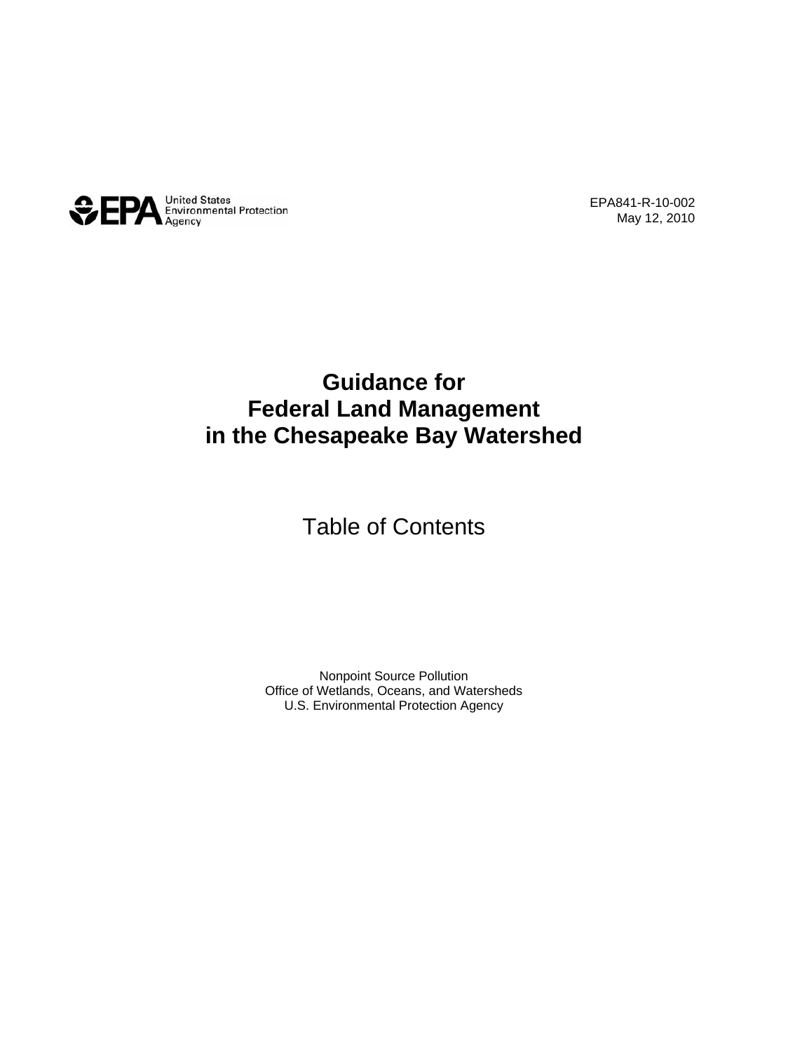United States Environmental Protection Agency

EPA841-R-10-002
May 12, 2010

# Guidance for Federal Land Management in the Chesapeake Bay Watershed

## Table of Contents

Nonpoint Source Pollution
Office of Wetlands, Oceans, and Watersheds
U.S. Environmental Protection Agency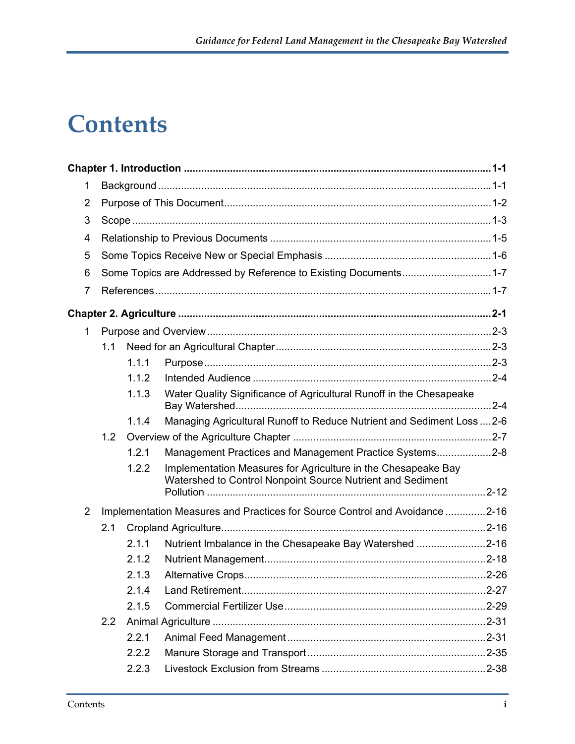# Contents

**Chapter 1. Introduction ........................................................................................................ 1-1**

1 Background ..................................................................................................................... 1-1

2 Purpose of This Document ............................................................................................. 1-2

3 Scope ............................................................................................................................... 1-3

4 Relationship to Previous Documents ............................................................................ 1-5

5 Some Topics Receive New or Special Emphasis ......................................................... 1-6

6 Some Topics are Addressed by Reference to Existing Documents .............................. 1-7

7 References ........................................................................................................................ 1-7

**Chapter 2. Agriculture .......................................................................................................... 2-1**

1 Purpose and Overview .................................................................................................... 2-3

- 1.1 Need for an Agricultural Chapter ............................................................................ 2-3
  - 1.1.1 Purpose ............................................................................................................... 2-3
  - 1.1.2 Intended Audience ............................................................................................. 2-4
  - 1.1.3 Water Quality Significance of Agricultural Runoff in the Chesapeake Bay Watershed ........................................................................................................ 2-4
  - 1.1.4 Managing Agricultural Runoff to Reduce Nutrient and Sediment Loss .... 2-6
- 1.2 Overview of the Agriculture Chapter ..................................................................... 2-7
  - 1.2.1 Management Practices and Management Practice Systems ........................ 2-8
  - 1.2.2 Implementation Measures for Agriculture in the Chesapeake Bay Watershed to Control Nonpoint Source Nutrient and Sediment Pollution ........................................................................................................... 2-12

2 Implementation Measures and Practices for Source Control and Avoidance ............. 2-16

- 2.1 Cropland Agriculture ................................................................................................. 2-16
  - 2.1.1 Nutrient Imbalance in the Chesapeake Bay Watershed ................................ 2-16
  - 2.1.2 Nutrient Management ....................................................................................... 2-18
  - 2.1.3 Alternative Crops ............................................................................................... 2-26
  - 2.1.4 Land Retirement ................................................................................................ 2-27
  - 2.1.5 Commercial Fertilizer Use ................................................................................ 2-29
- 2.2 Animal Agriculture ................................................................................................... 2-31
  - 2.2.1 Animal Feed Management ................................................................................ 2-31
  - 2.2.2 Manure Storage and Transport ......................................................................... 2-35
  - 2.2.3 Livestock Exclusion from Streams .................................................................. 2-38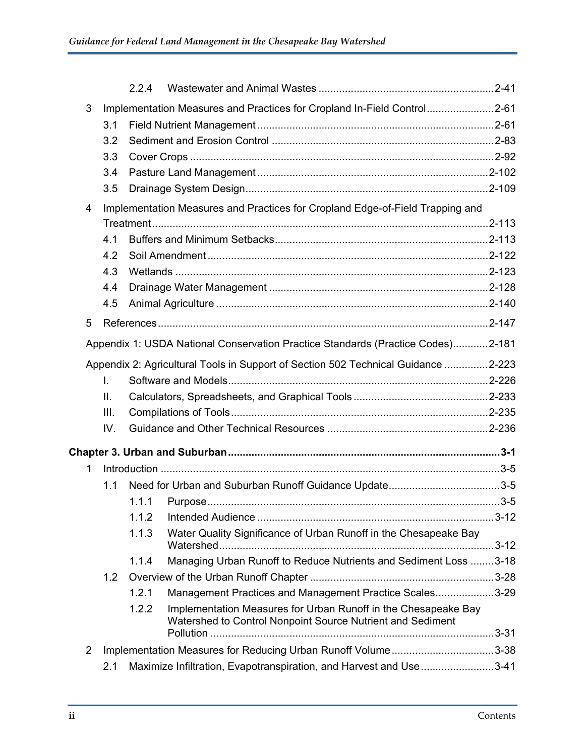- 2.2.4 Wastewater and Animal Wastes ........ 2-41
- 3 Implementation Measures and Practices for Cropland In-Field Control ........ 2-61
  - 3.1 Field Nutrient Management ........ 2-61
  - 3.2 Sediment and Erosion Control ........ 2-83
  - 3.3 Cover Crops ........ 2-92
  - 3.4 Pasture Land Management ........ 2-102
  - 3.5 Drainage System Design ........ 2-109
- 4 Implementation Measures and Practices for Cropland Edge-of-Field Trapping and Treatment ........ 2-113
  - 4.1 Buffers and Minimum Setbacks ........ 2-113
  - 4.2 Soil Amendment ........ 2-122
  - 4.3 Wetlands ........ 2-123
  - 4.4 Drainage Water Management ........ 2-128
  - 4.5 Animal Agriculture ........ 2-140
- 5 References ........ 2-147

Appendix 1: USDA National Conservation Practice Standards (Practice Codes) ........ 2-181

Appendix 2: Agricultural Tools in Support of Section 502 Technical Guidance ........ 2-223

- I. Software and Models ........ 2-226
- II. Calculators, Spreadsheets, and Graphical Tools ........ 2-233
- III. Compilations of Tools ........ 2-235
- IV. Guidance and Other Technical Resources ........ 2-236

**Chapter 3. Urban and Suburban ........ 3-1**

- 1 Introduction ........ 3-5
  - 1.1 Need for Urban and Suburban Runoff Guidance Update ........ 3-5
    - 1.1.1 Purpose ........ 3-5
    - 1.1.2 Intended Audience ........ 3-12
    - 1.1.3 Water Quality Significance of Urban Runoff in the Chesapeake Bay Watershed ........ 3-12
    - 1.1.4 Managing Urban Runoff to Reduce Nutrients and Sediment Loss ........ 3-18
  - 1.2 Overview of the Urban Runoff Chapter ........ 3-28
    - 1.2.1 Management Practices and Management Practice Scales ........ 3-29
    - 1.2.2 Implementation Measures for Urban Runoff in the Chesapeake Bay Watershed to Control Nonpoint Source Nutrient and Sediment Pollution ........ 3-31
- 2 Implementation Measures for Reducing Urban Runoff Volume ........ 3-38
  - 2.1 Maximize Infiltration, Evapotranspiration, and Harvest and Use ........ 3-41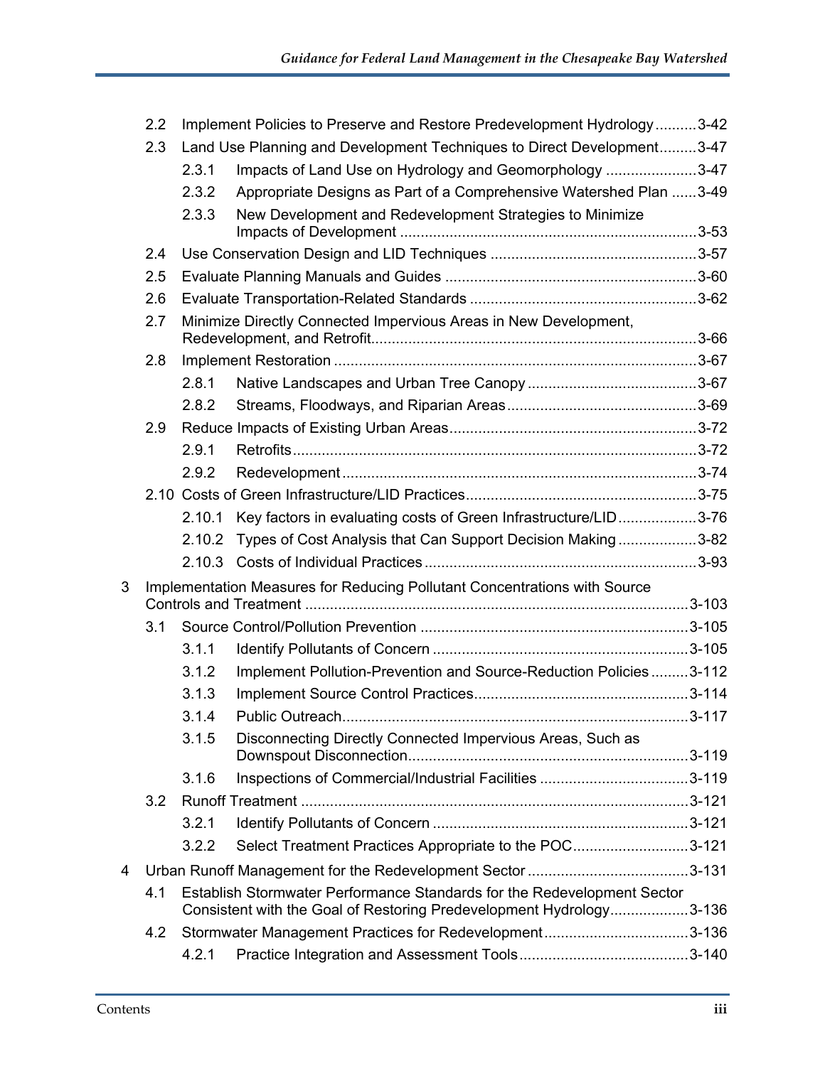- 2.2 Implement Policies to Preserve and Restore Predevelopment Hydrology .......... 3-42
- 2.3 Land Use Planning and Development Techniques to Direct Development ......... 3-47
  - 2.3.1 Impacts of Land Use on Hydrology and Geomorphology ...................... 3-47
  - 2.3.2 Appropriate Designs as Part of a Comprehensive Watershed Plan ...... 3-49
  - 2.3.3 New Development and Redevelopment Strategies to Minimize Impacts of Development ........................................................................ 3-53
- 2.4 Use Conservation Design and LID Techniques .................................................. 3-57
- 2.5 Evaluate Planning Manuals and Guides ............................................................. 3-60
- 2.6 Evaluate Transportation-Related Standards ....................................................... 3-62
- 2.7 Minimize Directly Connected Impervious Areas in New Development, Redevelopment, and Retrofit................................................................................ 3-66
- 2.8 Implement Restoration ......................................................................................... 3-67
  - 2.8.1 Native Landscapes and Urban Tree Canopy ......................................... 3-67
  - 2.8.2 Streams, Floodways, and Riparian Areas.............................................. 3-69
- 2.9 Reduce Impacts of Existing Urban Areas............................................................ 3-72
  - 2.9.1 Retrofits.................................................................................................... 3-72
  - 2.9.2 Redevelopment ....................................................................................... 3-74
- 2.10 Costs of Green Infrastructure/LID Practices........................................................ 3-75
  - 2.10.1 Key factors in evaluating costs of Green Infrastructure/LID ................... 3-76
  - 2.10.2 Types of Cost Analysis that Can Support Decision Making ................... 3-82
  - 2.10.3 Costs of Individual Practices ................................................................... 3-93

3 Implementation Measures for Reducing Pollutant Concentrations with Source Controls and Treatment ............................................................................................ 3-103

- 3.1 Source Control/Pollution Prevention ................................................................. 3-105
  - 3.1.1 Identify Pollutants of Concern .............................................................. 3-105
  - 3.1.2 Implement Pollution-Prevention and Source-Reduction Policies ......... 3-112
  - 3.1.3 Implement Source Control Practices.................................................... 3-114
  - 3.1.4 Public Outreach..................................................................................... 3-117
  - 3.1.5 Disconnecting Directly Connected Impervious Areas, Such as Downspout Disconnection.................................................................... 3-119
  - 3.1.6 Inspections of Commercial/Industrial Facilities .................................... 3-119
- 3.2 Runoff Treatment .............................................................................................. 3-121
  - 3.2.1 Identify Pollutants of Concern .............................................................. 3-121
  - 3.2.2 Select Treatment Practices Appropriate to the POC............................ 3-121

4 Urban Runoff Management for the Redevelopment Sector ....................................... 3-131

- 4.1 Establish Stormwater Performance Standards for the Redevelopment Sector Consistent with the Goal of Restoring Predevelopment Hydrology................... 3-136
- 4.2 Stormwater Management Practices for Redevelopment ................................... 3-136
  - 4.2.1 Practice Integration and Assessment Tools......................................... 3-140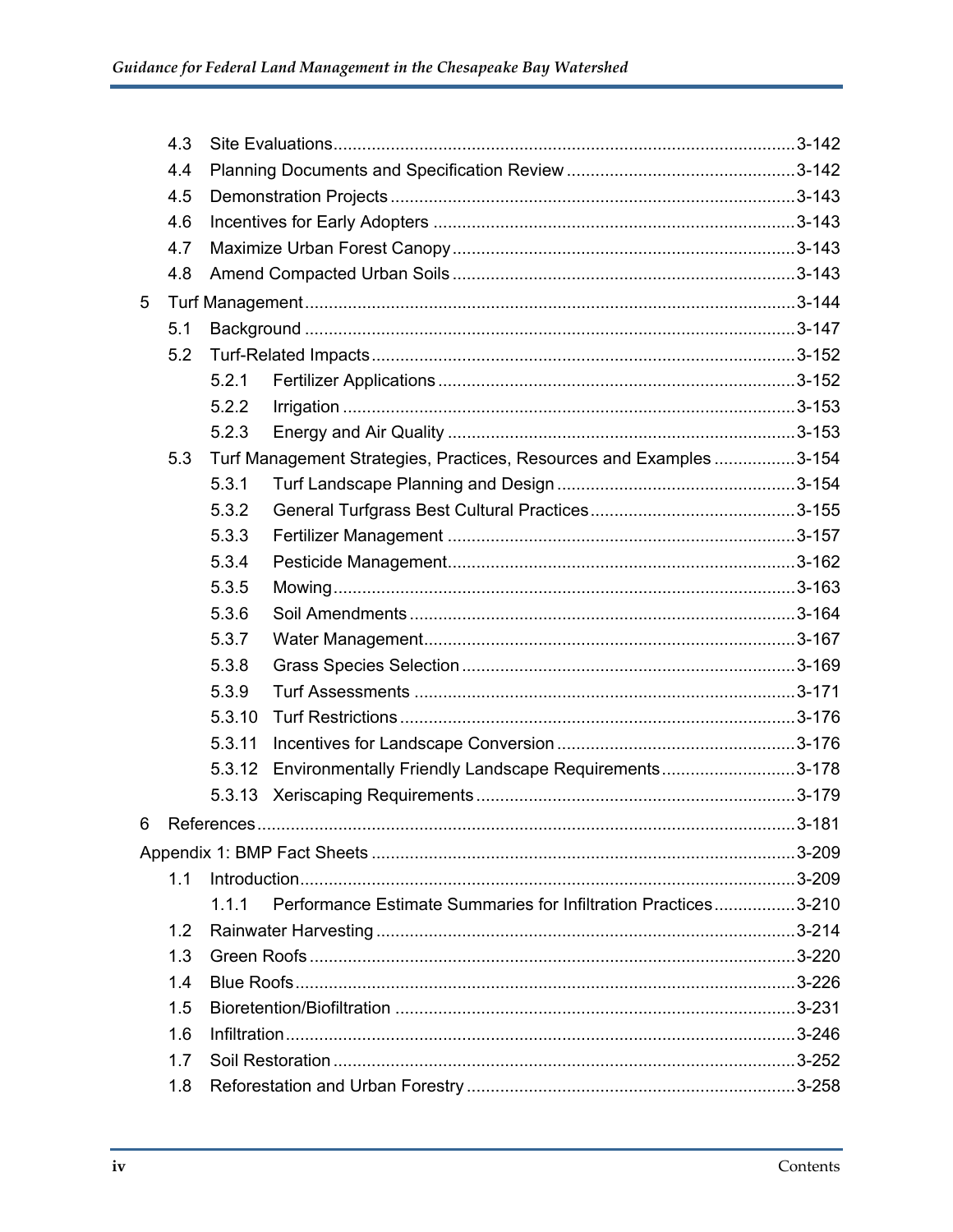- 4.3 Site Evaluations ........................................ 3-142
- 4.4 Planning Documents and Specification Review ........................................ 3-142
- 4.5 Demonstration Projects ........................................ 3-143
- 4.6 Incentives for Early Adopters ........................................ 3-143
- 4.7 Maximize Urban Forest Canopy ........................................ 3-143
- 4.8 Amend Compacted Urban Soils ........................................ 3-143

5 Turf Management ........................................ 3-144

- 5.1 Background ........................................ 3-147
- 5.2 Turf-Related Impacts ........................................ 3-152
  - 5.2.1 Fertilizer Applications ........................................ 3-152
  - 5.2.2 Irrigation ........................................ 3-153
  - 5.2.3 Energy and Air Quality ........................................ 3-153
- 5.3 Turf Management Strategies, Practices, Resources and Examples ........................................ 3-154
  - 5.3.1 Turf Landscape Planning and Design ........................................ 3-154
  - 5.3.2 General Turfgrass Best Cultural Practices ........................................ 3-155
  - 5.3.3 Fertilizer Management ........................................ 3-157
  - 5.3.4 Pesticide Management ........................................ 3-162
  - 5.3.5 Mowing ........................................ 3-163
  - 5.3.6 Soil Amendments ........................................ 3-164
  - 5.3.7 Water Management ........................................ 3-167
  - 5.3.8 Grass Species Selection ........................................ 3-169
  - 5.3.9 Turf Assessments ........................................ 3-171
  - 5.3.10 Turf Restrictions ........................................ 3-176
  - 5.3.11 Incentives for Landscape Conversion ........................................ 3-176
  - 5.3.12 Environmentally Friendly Landscape Requirements ........................................ 3-178
  - 5.3.13 Xeriscaping Requirements ........................................ 3-179

6 References ........................................ 3-181

Appendix 1: BMP Fact Sheets ........................................ 3-209

- 1.1 Introduction ........................................ 3-209
  - 1.1.1 Performance Estimate Summaries for Infiltration Practices ........................................ 3-210
- 1.2 Rainwater Harvesting ........................................ 3-214
- 1.3 Green Roofs ........................................ 3-220
- 1.4 Blue Roofs ........................................ 3-226
- 1.5 Bioretention/Biofiltration ........................................ 3-231
- 1.6 Infiltration ........................................ 3-246
- 1.7 Soil Restoration ........................................ 3-252
- 1.8 Reforestation and Urban Forestry ........................................ 3-258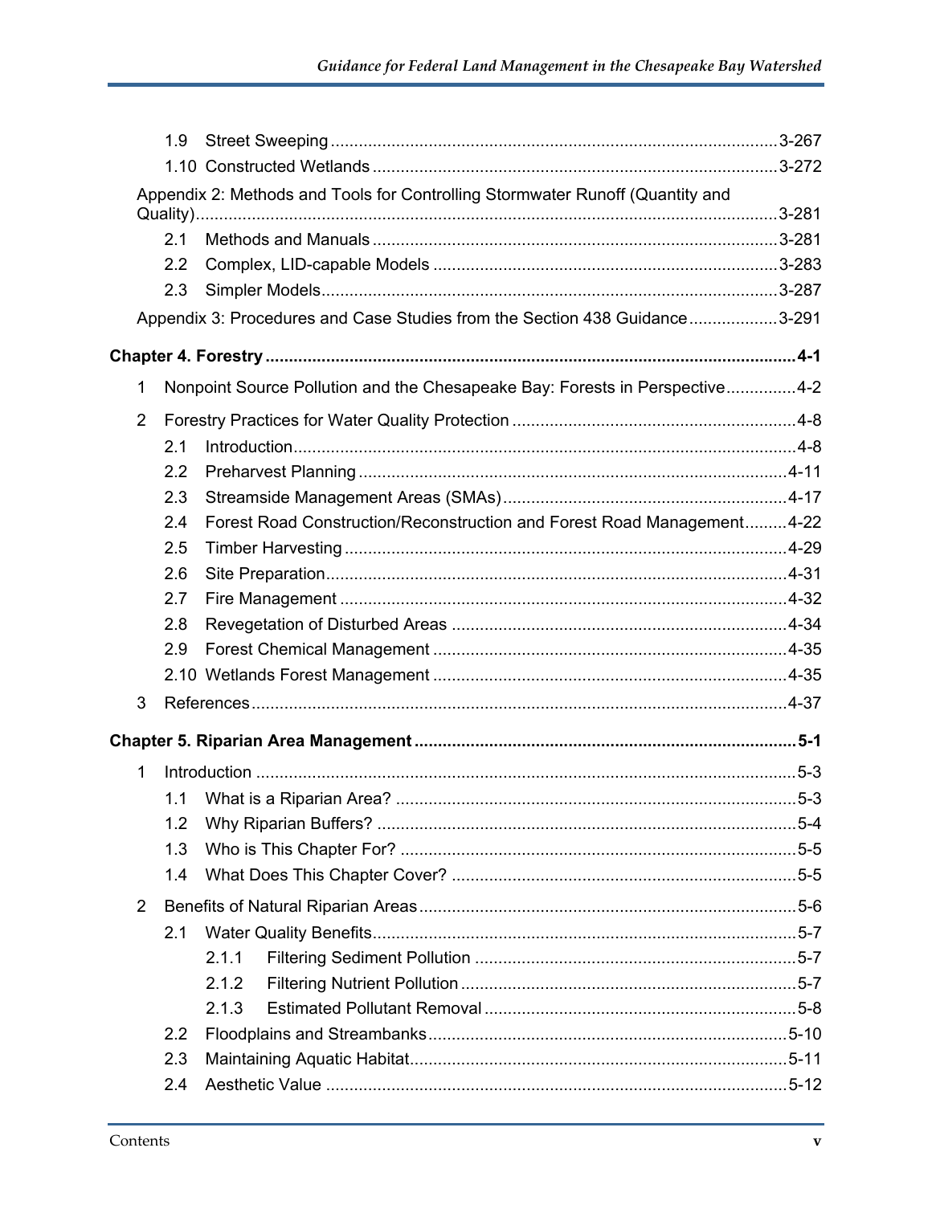1.9 Street Sweeping ... 3-267
1.10 Constructed Wetlands ... 3-272

Appendix 2: Methods and Tools for Controlling Stormwater Runoff (Quantity and Quality) ... 3-281

2.1 Methods and Manuals ... 3-281
2.2 Complex, LID-capable Models ... 3-283
2.3 Simpler Models ... 3-287

Appendix 3: Procedures and Case Studies from the Section 438 Guidance ... 3-291

**Chapter 4. Forestry ... 4-1**

1 Nonpoint Source Pollution and the Chesapeake Bay: Forests in Perspective ... 4-2

2 Forestry Practices for Water Quality Protection ... 4-8

2.1 Introduction ... 4-8
2.2 Preharvest Planning ... 4-11
2.3 Streamside Management Areas (SMAs) ... 4-17
2.4 Forest Road Construction/Reconstruction and Forest Road Management ... 4-22
2.5 Timber Harvesting ... 4-29
2.6 Site Preparation ... 4-31
2.7 Fire Management ... 4-32
2.8 Revegetation of Disturbed Areas ... 4-34
2.9 Forest Chemical Management ... 4-35
2.10 Wetlands Forest Management ... 4-35

3 References ... 4-37

**Chapter 5. Riparian Area Management ... 5-1**

1 Introduction ... 5-3

1.1 What is a Riparian Area? ... 5-3
1.2 Why Riparian Buffers? ... 5-4
1.3 Who is This Chapter For? ... 5-5
1.4 What Does This Chapter Cover? ... 5-5

2 Benefits of Natural Riparian Areas ... 5-6

2.1 Water Quality Benefits ... 5-7
2.1.1 Filtering Sediment Pollution ... 5-7
2.1.2 Filtering Nutrient Pollution ... 5-7
2.1.3 Estimated Pollutant Removal ... 5-8
2.2 Floodplains and Streambanks ... 5-10
2.3 Maintaining Aquatic Habitat ... 5-11
2.4 Aesthetic Value ... 5-12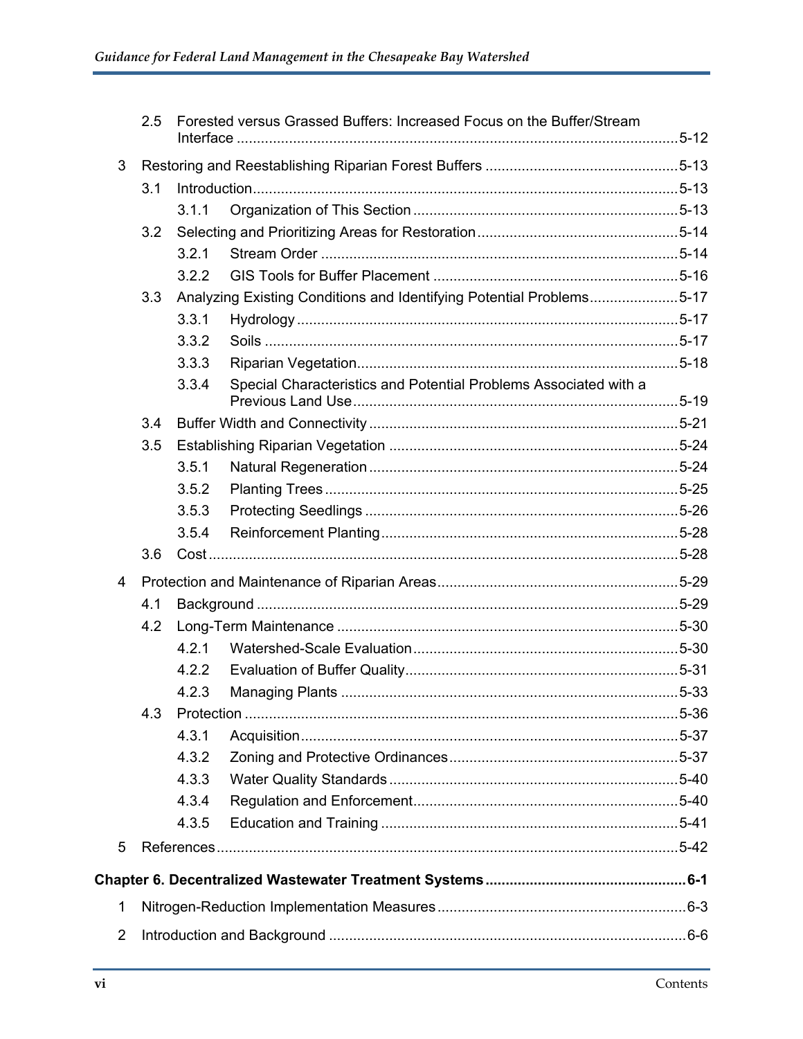- 2.5 Forested versus Grassed Buffers: Increased Focus on the Buffer/Stream Interface ........ 5-12
- 3 Restoring and Reestablishing Riparian Forest Buffers ........ 5-13
  - 3.1 Introduction ........ 5-13
    - 3.1.1 Organization of This Section ........ 5-13
  - 3.2 Selecting and Prioritizing Areas for Restoration ........ 5-14
    - 3.2.1 Stream Order ........ 5-14
    - 3.2.2 GIS Tools for Buffer Placement ........ 5-16
  - 3.3 Analyzing Existing Conditions and Identifying Potential Problems ........ 5-17
    - 3.3.1 Hydrology ........ 5-17
    - 3.3.2 Soils ........ 5-17
    - 3.3.3 Riparian Vegetation ........ 5-18
    - 3.3.4 Special Characteristics and Potential Problems Associated with a Previous Land Use ........ 5-19
  - 3.4 Buffer Width and Connectivity ........ 5-21
  - 3.5 Establishing Riparian Vegetation ........ 5-24
    - 3.5.1 Natural Regeneration ........ 5-24
    - 3.5.2 Planting Trees ........ 5-25
    - 3.5.3 Protecting Seedlings ........ 5-26
    - 3.5.4 Reinforcement Planting ........ 5-28
  - 3.6 Cost ........ 5-28
- 4 Protection and Maintenance of Riparian Areas ........ 5-29
  - 4.1 Background ........ 5-29
  - 4.2 Long-Term Maintenance ........ 5-30
    - 4.2.1 Watershed-Scale Evaluation ........ 5-30
    - 4.2.2 Evaluation of Buffer Quality ........ 5-31
    - 4.2.3 Managing Plants ........ 5-33
  - 4.3 Protection ........ 5-36
    - 4.3.1 Acquisition ........ 5-37
    - 4.3.2 Zoning and Protective Ordinances ........ 5-37
    - 4.3.3 Water Quality Standards ........ 5-40
    - 4.3.4 Regulation and Enforcement ........ 5-40
    - 4.3.5 Education and Training ........ 5-41
- 5 References ........ 5-42

**Chapter 6. Decentralized Wastewater Treatment Systems ........ 6-1**

- 1 Nitrogen-Reduction Implementation Measures ........ 6-3
- 2 Introduction and Background ........ 6-6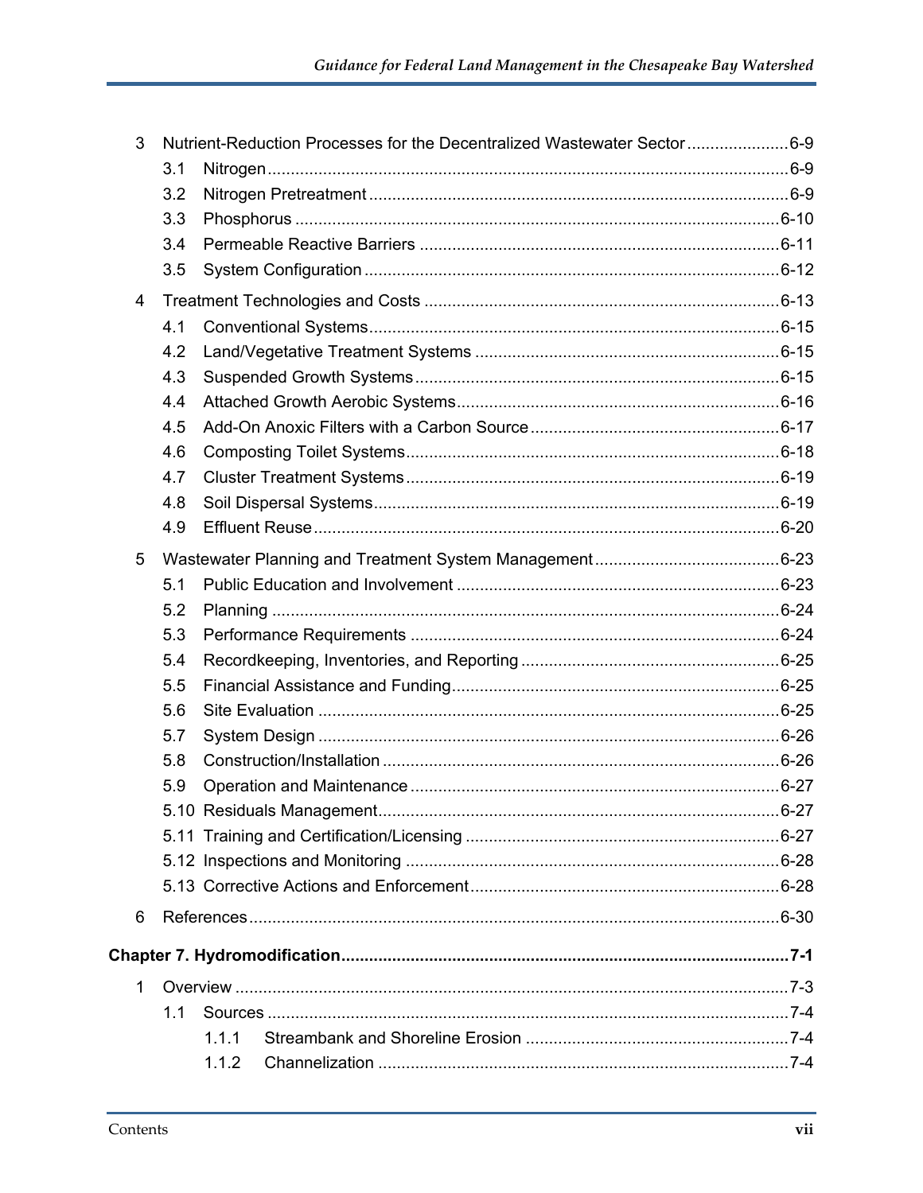3 Nutrient-Reduction Processes for the Decentralized Wastewater Sector ...................... 6-9

- 3.1 Nitrogen ................................................................................................ 6-9
- 3.2 Nitrogen Pretreatment .......................................................................... 6-9
- 3.3 Phosphorus ......................................................................................... 6-10
- 3.4 Permeable Reactive Barriers ............................................................... 6-11
- 3.5 System Configuration .......................................................................... 6-12

4 Treatment Technologies and Costs ........................................................................ 6-13

- 4.1 Conventional Systems.......................................................................... 6-15
- 4.2 Land/Vegetative Treatment Systems ................................................... 6-15
- 4.3 Suspended Growth Systems ................................................................ 6-15
- 4.4 Attached Growth Aerobic Systems....................................................... 6-16
- 4.5 Add-On Anoxic Filters with a Carbon Source ....................................... 6-17
- 4.6 Composting Toilet Systems.................................................................. 6-18
- 4.7 Cluster Treatment Systems .................................................................. 6-19
- 4.8 Soil Dispersal Systems......................................................................... 6-19
- 4.9 Effluent Reuse ...................................................................................... 6-20

5 Wastewater Planning and Treatment System Management ................................. 6-23

- 5.1 Public Education and Involvement ....................................................... 6-23
- 5.2 Planning ............................................................................................... 6-24
- 5.3 Performance Requirements ................................................................. 6-24
- 5.4 Recordkeeping, Inventories, and Reporting ......................................... 6-25
- 5.5 Financial Assistance and Funding........................................................ 6-25
- 5.6 Site Evaluation ..................................................................................... 6-25
- 5.7 System Design ..................................................................................... 6-26
- 5.8 Construction/Installation ....................................................................... 6-26
- 5.9 Operation and Maintenance ................................................................. 6-27
- 5.10 Residuals Management....................................................................... 6-27
- 5.11 Training and Certification/Licensing .................................................... 6-27
- 5.12 Inspections and Monitoring ................................................................. 6-28
- 5.13 Corrective Actions and Enforcement.................................................... 6-28

6 References ............................................................................................................. 6-30

**Chapter 7. Hydromodification ............................................................................... 7-1**

1 Overview ................................................................................................................. 7-3

- 1.1 Sources ................................................................................................. 7-4
  - 1.1.1 Streambank and Shoreline Erosion ........................................... 7-4
  - 1.1.2 Channelization ........................................................................... 7-4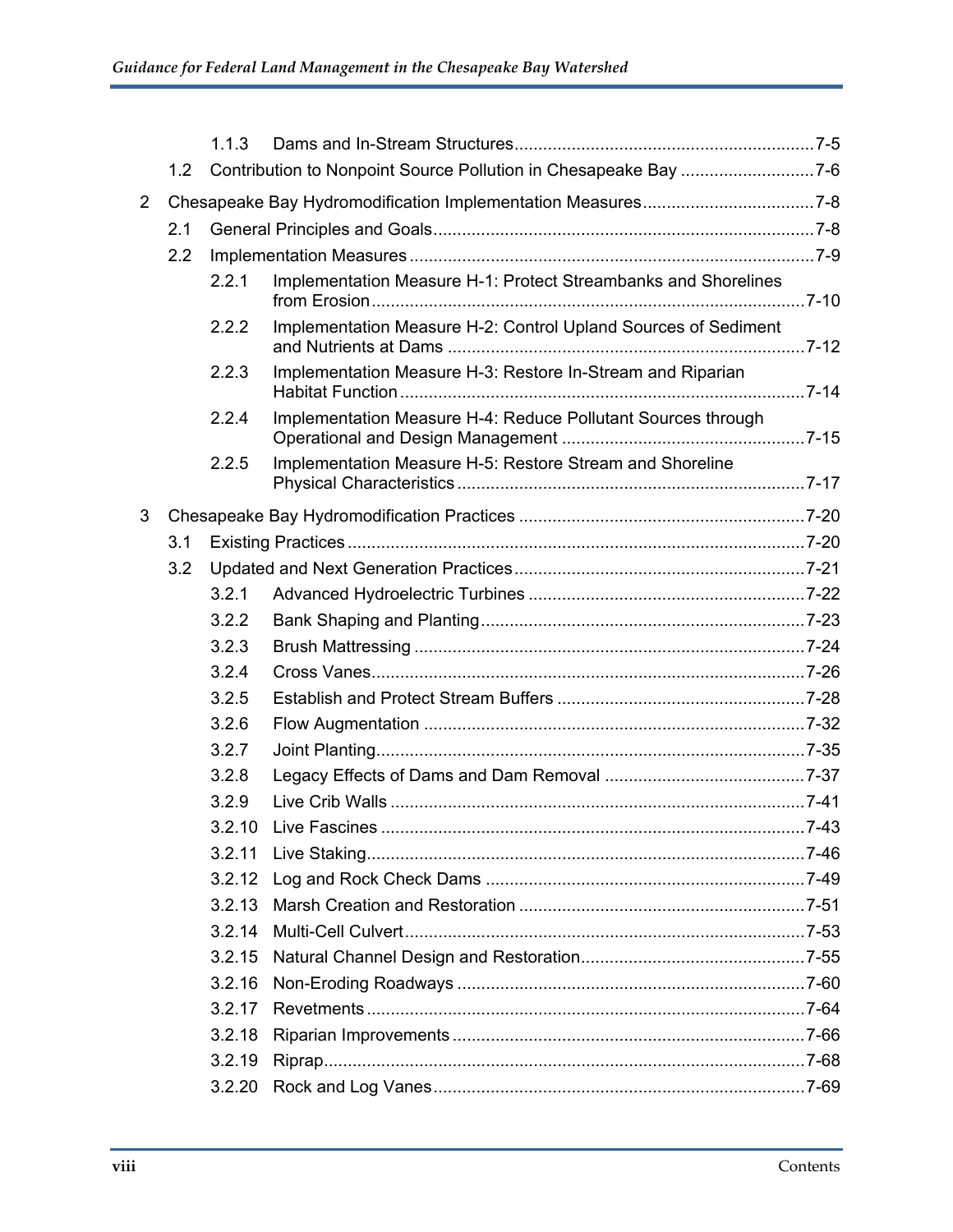1.1.3 Dams and In-Stream Structures ........ 7-5

1.2 Contribution to Nonpoint Source Pollution in Chesapeake Bay ........ 7-6

2 Chesapeake Bay Hydromodification Implementation Measures ........ 7-8

2.1 General Principles and Goals ........ 7-8

2.2 Implementation Measures ........ 7-9

2.2.1 Implementation Measure H-1: Protect Streambanks and Shorelines from Erosion ........ 7-10

2.2.2 Implementation Measure H-2: Control Upland Sources of Sediment and Nutrients at Dams ........ 7-12

2.2.3 Implementation Measure H-3: Restore In-Stream and Riparian Habitat Function ........ 7-14

2.2.4 Implementation Measure H-4: Reduce Pollutant Sources through Operational and Design Management ........ 7-15

2.2.5 Implementation Measure H-5: Restore Stream and Shoreline Physical Characteristics ........ 7-17

3 Chesapeake Bay Hydromodification Practices ........ 7-20

3.1 Existing Practices ........ 7-20

3.2 Updated and Next Generation Practices ........ 7-21

3.2.1 Advanced Hydroelectric Turbines ........ 7-22

3.2.2 Bank Shaping and Planting ........ 7-23

3.2.3 Brush Mattressing ........ 7-24

3.2.4 Cross Vanes ........ 7-26

3.2.5 Establish and Protect Stream Buffers ........ 7-28

3.2.6 Flow Augmentation ........ 7-32

3.2.7 Joint Planting ........ 7-35

3.2.8 Legacy Effects of Dams and Dam Removal ........ 7-37

3.2.9 Live Crib Walls ........ 7-41

3.2.10 Live Fascines ........ 7-43

3.2.11 Live Staking ........ 7-46

3.2.12 Log and Rock Check Dams ........ 7-49

3.2.13 Marsh Creation and Restoration ........ 7-51

3.2.14 Multi-Cell Culvert ........ 7-53

3.2.15 Natural Channel Design and Restoration ........ 7-55

3.2.16 Non-Eroding Roadways ........ 7-60

3.2.17 Revetments ........ 7-64

3.2.18 Riparian Improvements ........ 7-66

3.2.19 Riprap ........ 7-68

3.2.20 Rock and Log Vanes ........ 7-69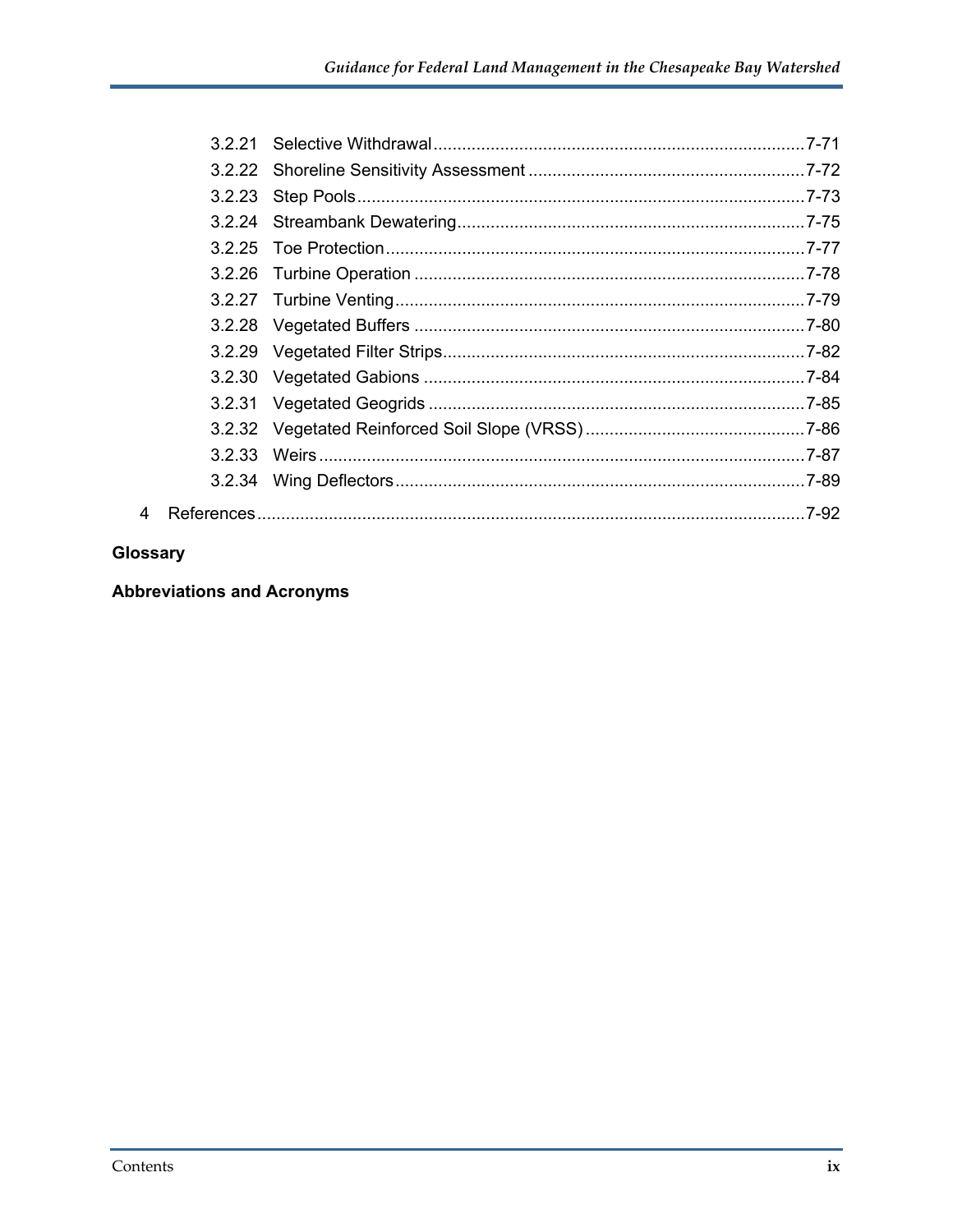3.2.21 Selective Withdrawal ....................................................................................7-71
3.2.22 Shoreline Sensitivity Assessment ............................................................7-72
3.2.23 Step Pools ................................................................................................7-73
3.2.24 Streambank Dewatering ...........................................................................7-75
3.2.25 Toe Protection ..........................................................................................7-77
3.2.26 Turbine Operation ....................................................................................7-78
3.2.27 Turbine Venting .......................................................................................7-79
3.2.28 Vegetated Buffers ....................................................................................7-80
3.2.29 Vegetated Filter Strips..............................................................................7-82
3.2.30 Vegetated Gabions ..................................................................................7-84
3.2.31 Vegetated Geogrids .................................................................................7-85
3.2.32 Vegetated Reinforced Soil Slope (VRSS) ................................................7-86
3.2.33 Weirs ........................................................................................................7-87
3.2.34 Wing Deflectors .......................................................................................7-89

4 References...........................................................................................................7-92

**Glossary**

**Abbreviations and Acronyms**